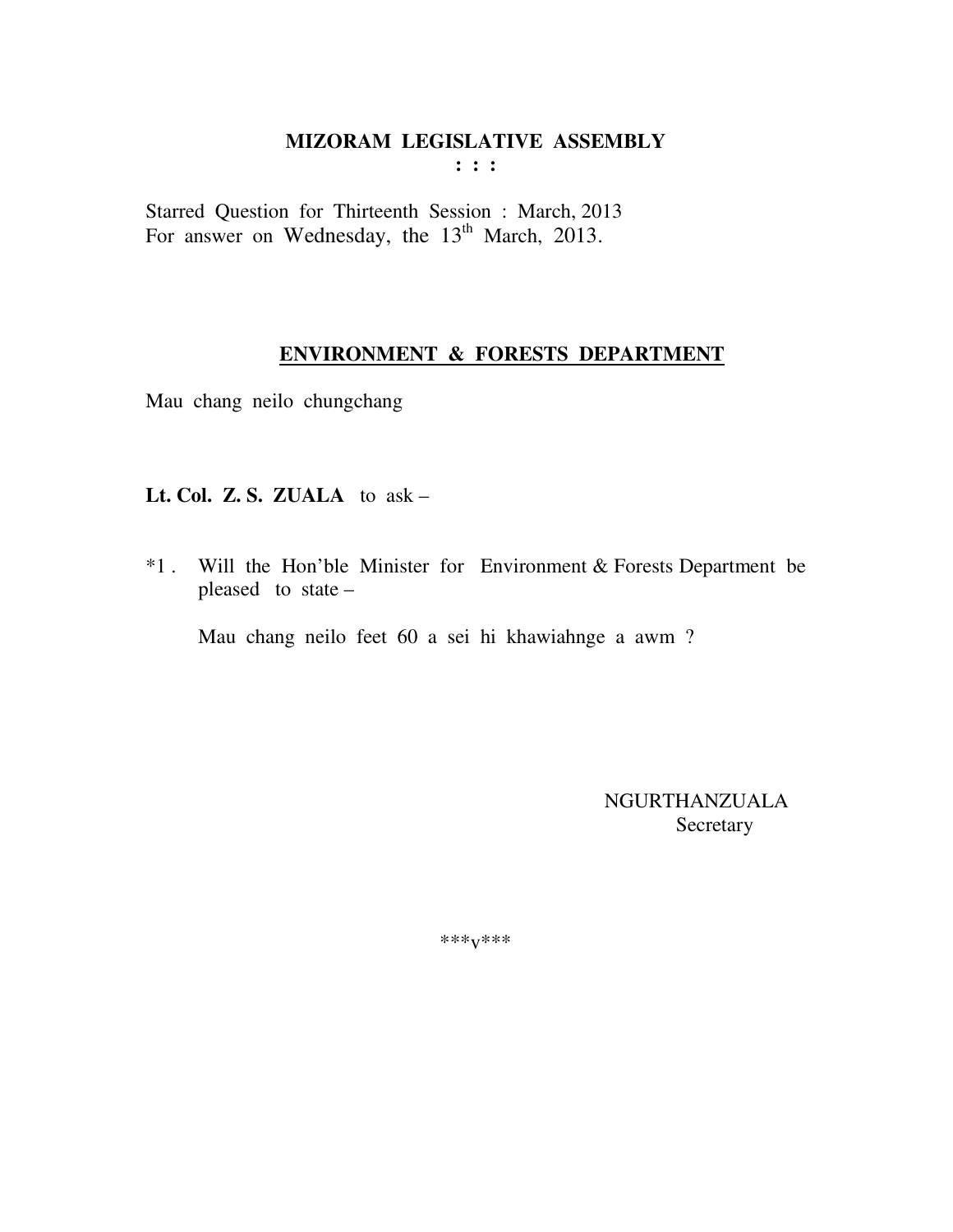# MIZORAM LEGISLATIVE ASSEMBLY

**: : :**

Starred Question for Thirteenth Session : March, 2013
For answer on Wednesday, the 13th March, 2013.

## ENVIRONMENT & FORESTS DEPARTMENT

Mau chang neilo chungchang

**Lt. Col. Z. S. ZUALA** to ask –

*1 . Will the Hon'ble Minister for Environment & Forests Department be pleased to state –

Mau chang neilo feet 60 a sei hi khawiahnge a awm ?

NGURTHANZUALA
Secretary

***v***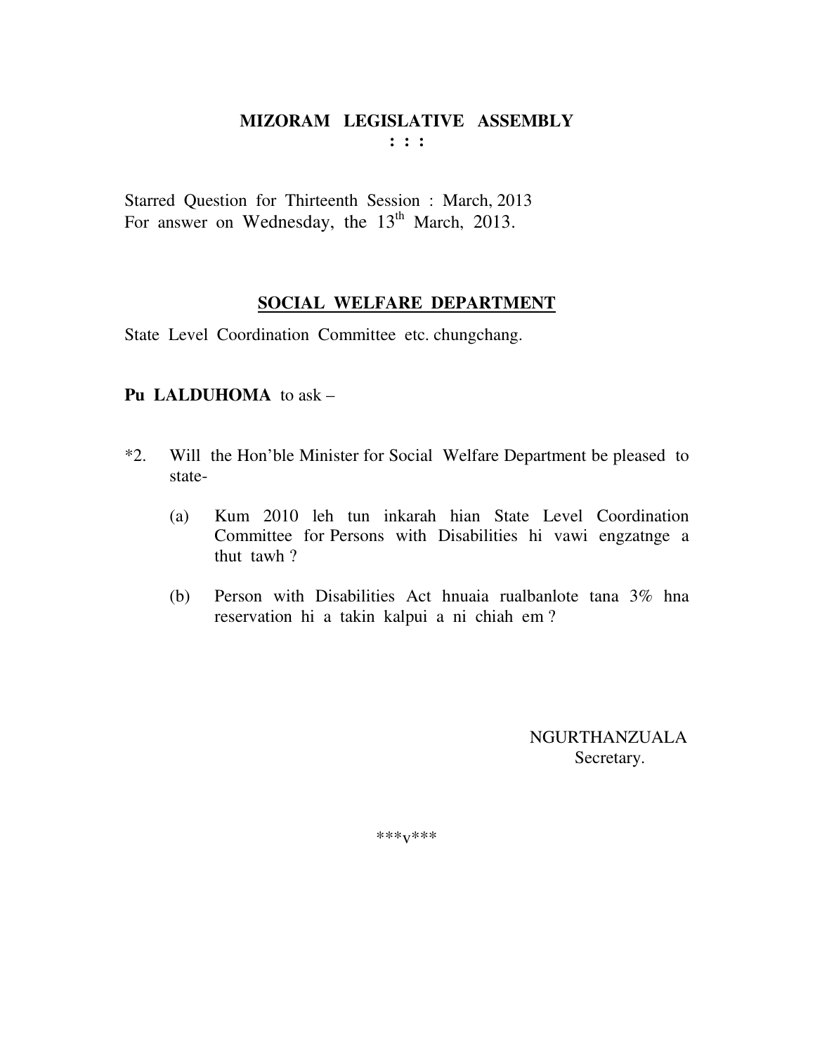# MIZORAM LEGISLATIVE ASSEMBLY

**: : :**

Starred Question for Thirteenth Session : March, 2013
For answer on Wednesday, the 13th March, 2013.

## SOCIAL WELFARE DEPARTMENT

State Level Coordination Committee etc. chungchang.

**Pu LALDUHOMA** to ask –

*2. Will the Hon'ble Minister for Social Welfare Department be pleased to state-

(a) Kum 2010 leh tun inkarah hian State Level Coordination Committee for Persons with Disabilities hi vawi engzatnge a thut tawh ?

(b) Person with Disabilities Act hnuaia rualbanlote tana 3% hna reservation hi a takin kalpui a ni chiah em ?

NGURTHANZUALA
Secretary.

***v***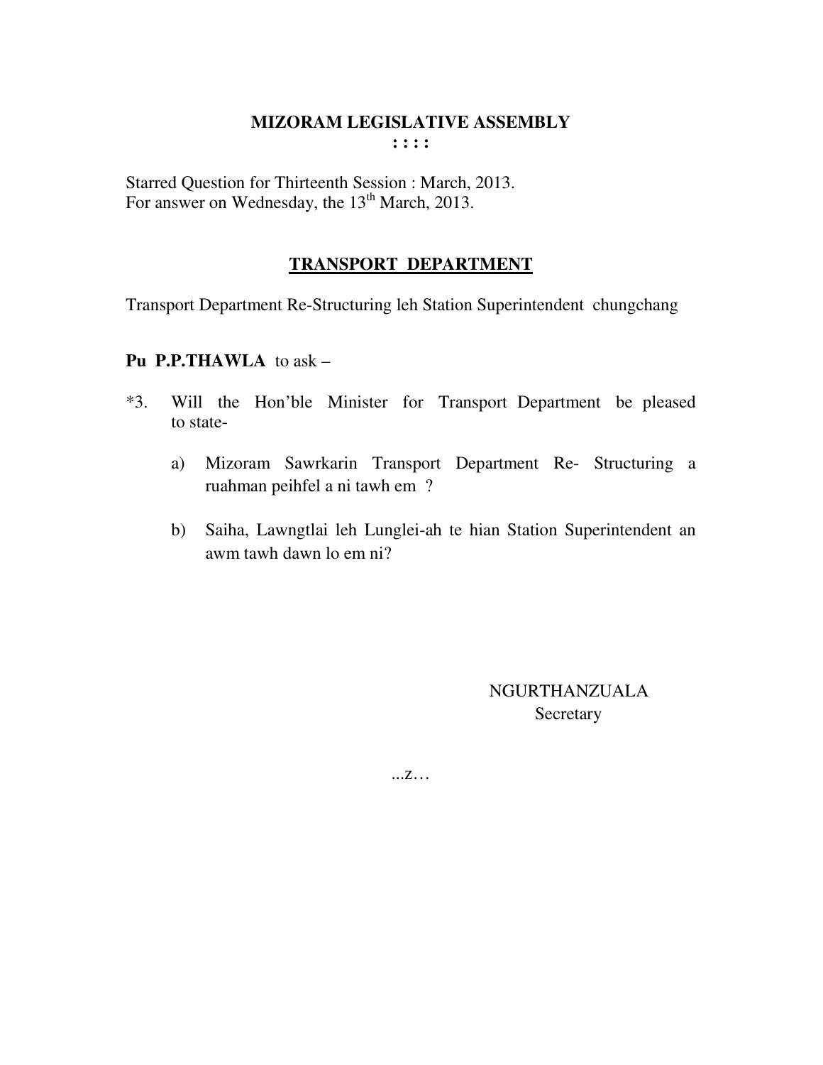## MIZORAM LEGISLATIVE ASSEMBLY

**: : : :**

Starred Question for Thirteenth Session : March, 2013.
For answer on Wednesday, the 13th March, 2013.

### TRANSPORT DEPARTMENT

Transport Department Re-Structuring leh Station Superintendent chungchang

**Pu P.P.THAWLA** to ask –

*3. Will the Hon'ble Minister for Transport Department be pleased to state-

a) Mizoram Sawrkarin Transport Department Re- Structuring a ruahman peihfel a ni tawh em ?

b) Saiha, Lawngtlai leh Lunglei-ah te hian Station Superintendent an awm tawh dawn lo em ni?

NGURTHANZUALA
Secretary

...z…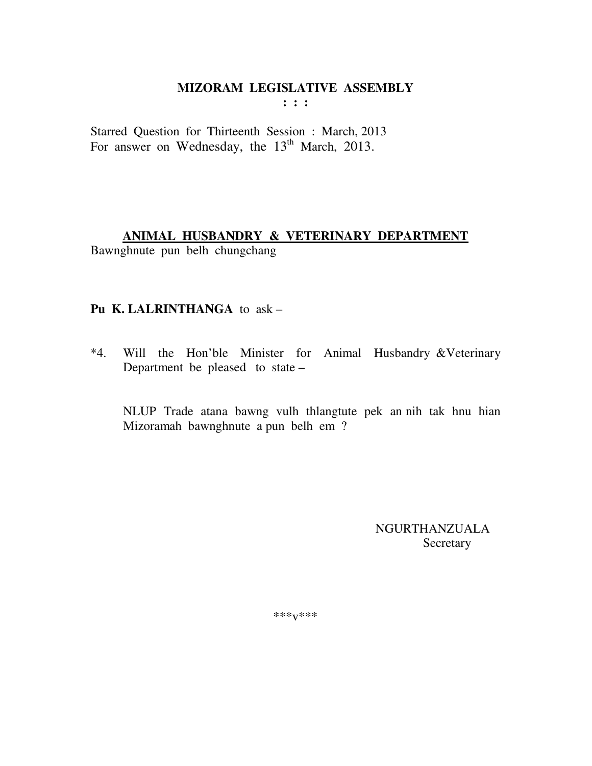**MIZORAM LEGISLATIVE ASSEMBLY**
**: : :**

Starred Question for Thirteenth Session : March, 2013
For answer on Wednesday, the 13th March, 2013.

**ANIMAL HUSBANDRY & VETERINARY DEPARTMENT**
Bawnghnute pun belh chungchang

**Pu K. LALRINTHANGA** to ask –

*4. Will the Hon'ble Minister for Animal Husbandry &Veterinary Department be pleased to state –

NLUP Trade atana bawng vulh thlangtute pek an nih tak hnu hian Mizoramah bawnghnute a pun belh em ?

NGURTHANZUALA
Secretary

***v***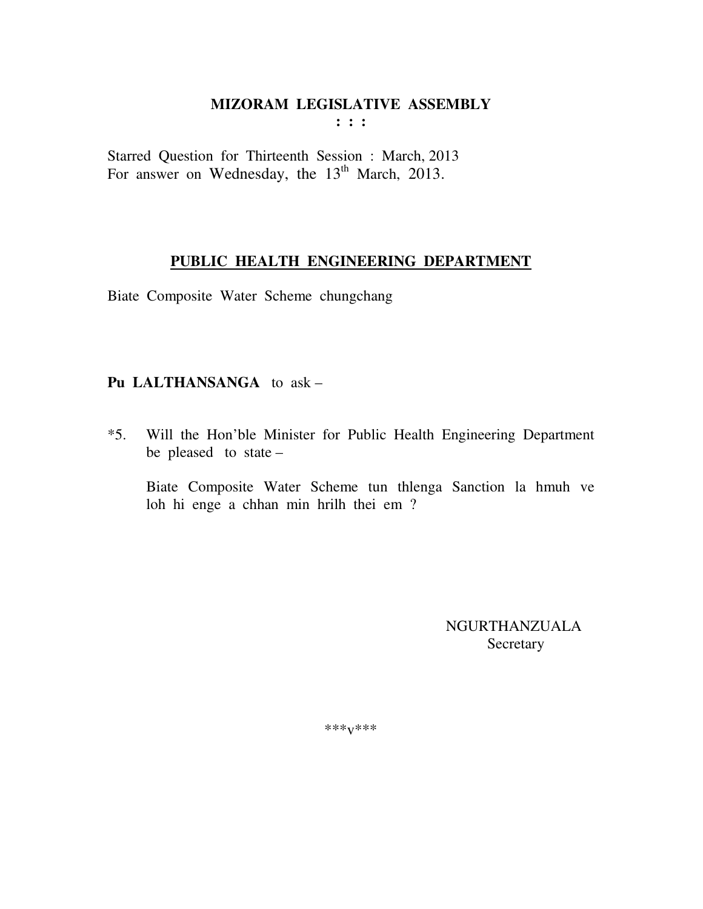# MIZORAM LEGISLATIVE ASSEMBLY

**: : :**

Starred Question for Thirteenth Session : March, 2013
For answer on Wednesday, the 13th March, 2013.

## PUBLIC HEALTH ENGINEERING DEPARTMENT

Biate Composite Water Scheme chungchang

**Pu LALTHANSANGA** to ask –

*5. Will the Hon'ble Minister for Public Health Engineering Department be pleased to state –

Biate Composite Water Scheme tun thlenga Sanction la hmuh ve loh hi enge a chhan min hrilh thei em ?

NGURTHANZUALA
Secretary

***v***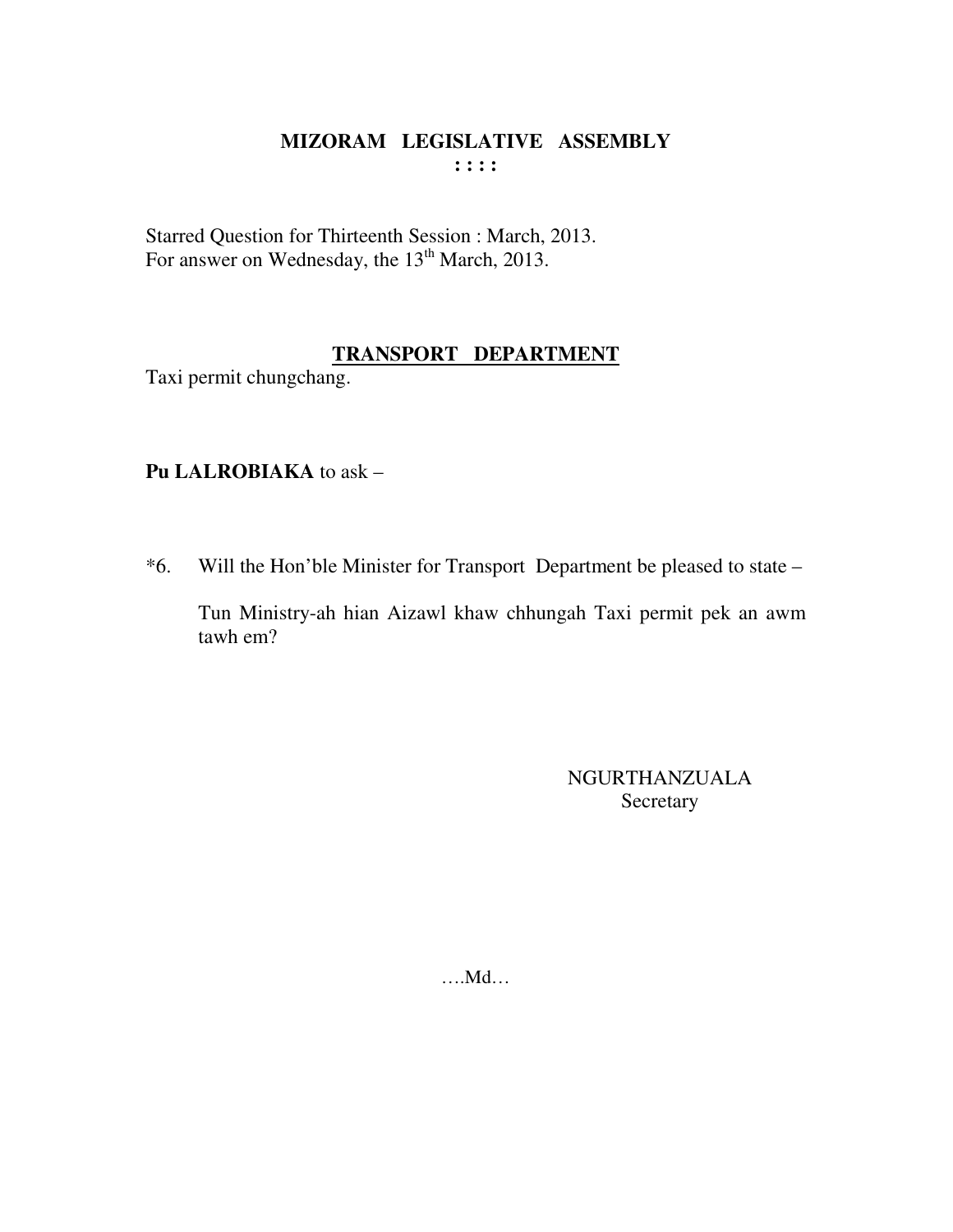# MIZORAM LEGISLATIVE ASSEMBLY

**: : : :**

Starred Question for Thirteenth Session : March, 2013.
For answer on Wednesday, the 13th March, 2013.

## TRANSPORT DEPARTMENT

Taxi permit chungchang.

**Pu LALROBIAKA** to ask –

*6. Will the Hon'ble Minister for Transport Department be pleased to state –

Tun Ministry-ah hian Aizawl khaw chhungah Taxi permit pek an awm tawh em?

NGURTHANZUALA
Secretary

….Md…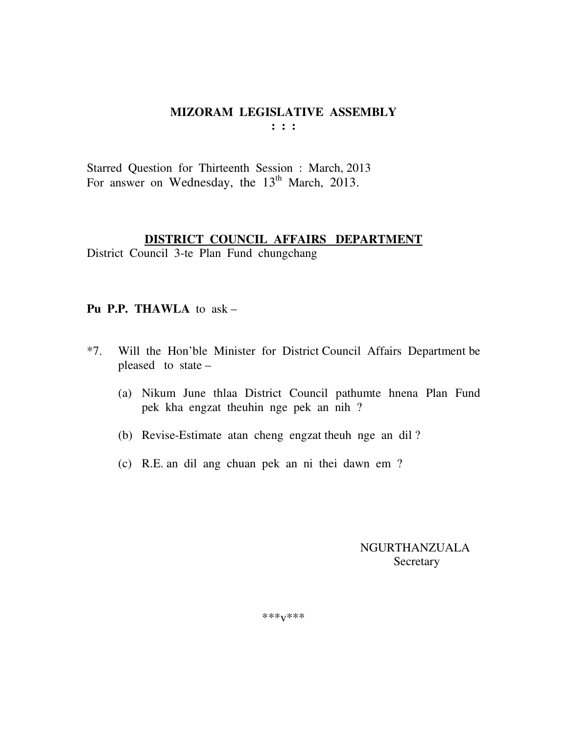# MIZORAM LEGISLATIVE ASSEMBLY

: : :

Starred Question for Thirteenth Session : March, 2013
For answer on Wednesday, the 13th March, 2013.

## DISTRICT COUNCIL AFFAIRS DEPARTMENT

District Council 3-te Plan Fund chungchang

**Pu P.P. THAWLA** to ask –

*7. Will the Hon'ble Minister for District Council Affairs Department be pleased to state –

(a) Nikum June thlaa District Council pathumte hnena Plan Fund pek kha engzat theuhin nge pek an nih ?

(b) Revise-Estimate atan cheng engzat theuh nge an dil ?

(c) R.E. an dil ang chuan pek an ni thei dawn em ?

NGURTHANZUALA
Secretary

***v***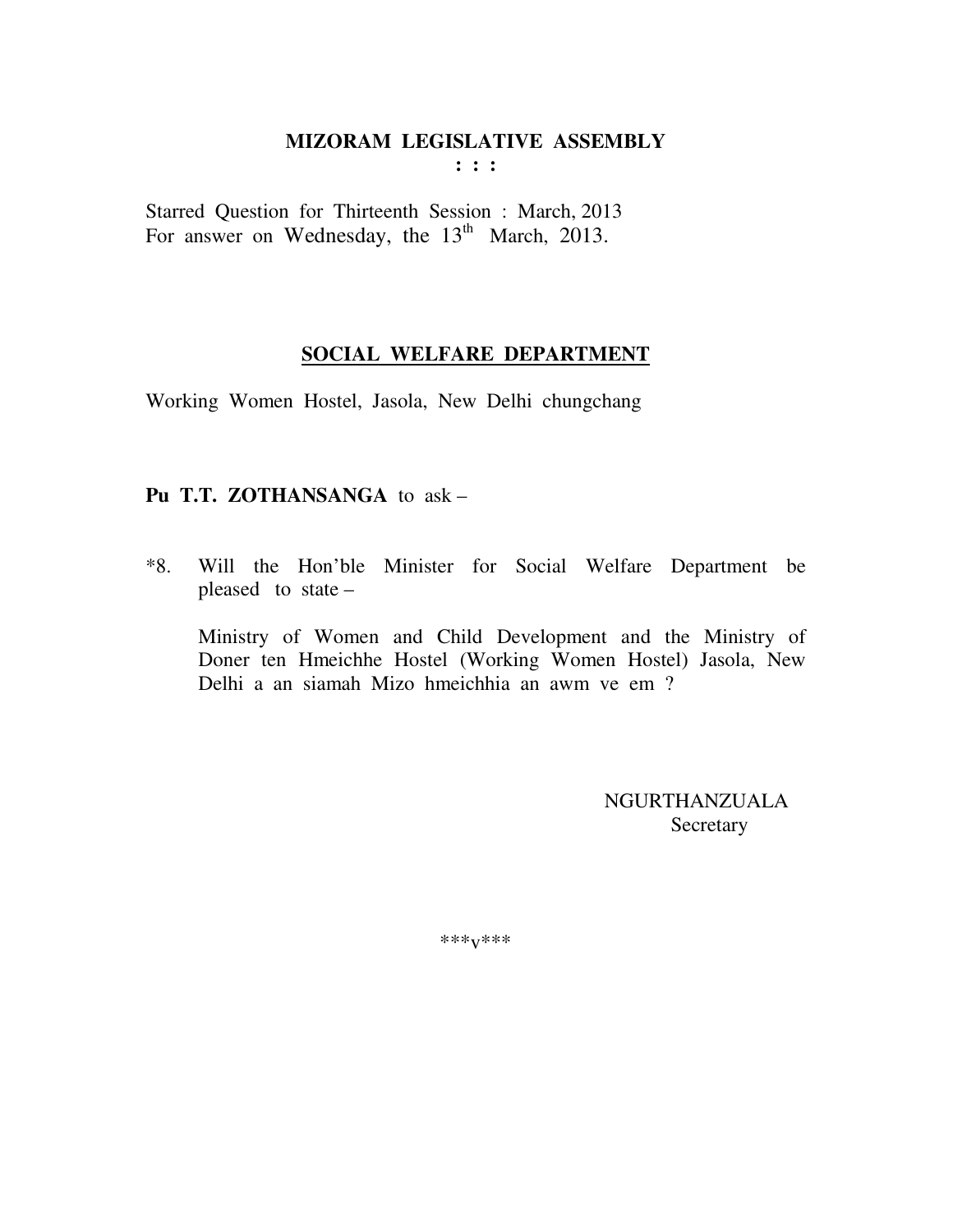# MIZORAM LEGISLATIVE ASSEMBLY

: : :

Starred Question for Thirteenth Session : March, 2013
For answer on Wednesday, the 13th March, 2013.

## SOCIAL WELFARE DEPARTMENT

Working Women Hostel, Jasola, New Delhi chungchang

**Pu T.T. ZOTHANSANGA** to ask –

*8. Will the Hon'ble Minister for Social Welfare Department be pleased to state –

Ministry of Women and Child Development and the Ministry of Doner ten Hmeichhe Hostel (Working Women Hostel) Jasola, New Delhi a an siamah Mizo hmeichhia an awm ve em ?

NGURTHANZUALA
Secretary

\*\*\*v\*\*\*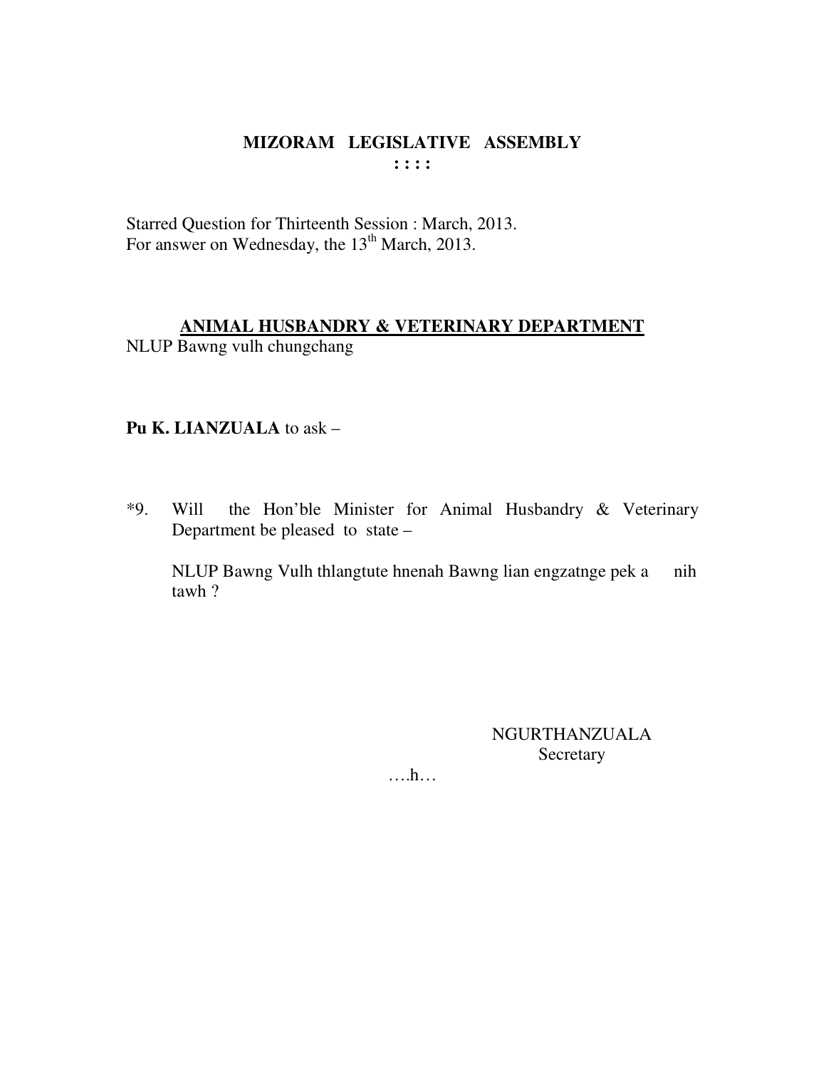# MIZORAM LEGISLATIVE ASSEMBLY

: : : :

Starred Question for Thirteenth Session : March, 2013.
For answer on Wednesday, the 13th March, 2013.

## ANIMAL HUSBANDRY & VETERINARY DEPARTMENT

NLUP Bawng vulh chungchang

**Pu K. LIANZUALA** to ask –

*9. Will the Hon'ble Minister for Animal Husbandry & Veterinary Department be pleased to state –

NLUP Bawng Vulh thlangtute hnenah Bawng lian engzatnge pek a nih tawh ?

NGURTHANZUALA
Secretary

….h…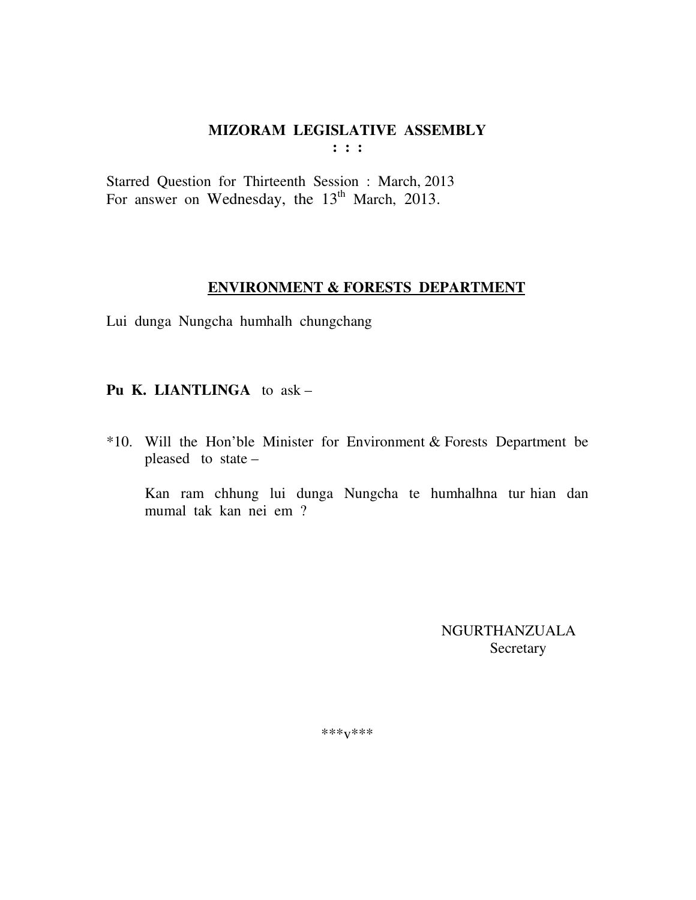# MIZORAM LEGISLATIVE ASSEMBLY

**: : :**

Starred Question for Thirteenth Session : March, 2013
For answer on Wednesday, the 13th March, 2013.

## ENVIRONMENT & FORESTS DEPARTMENT

Lui dunga Nungcha humhalh chungchang

**Pu K. LIANTLINGA** to ask –

*10. Will the Hon'ble Minister for Environment & Forests Department be pleased to state –

Kan ram chhung lui dunga Nungcha te humhalhna tur hian dan mumal tak kan nei em ?

NGURTHANZUALA
Secretary

***v***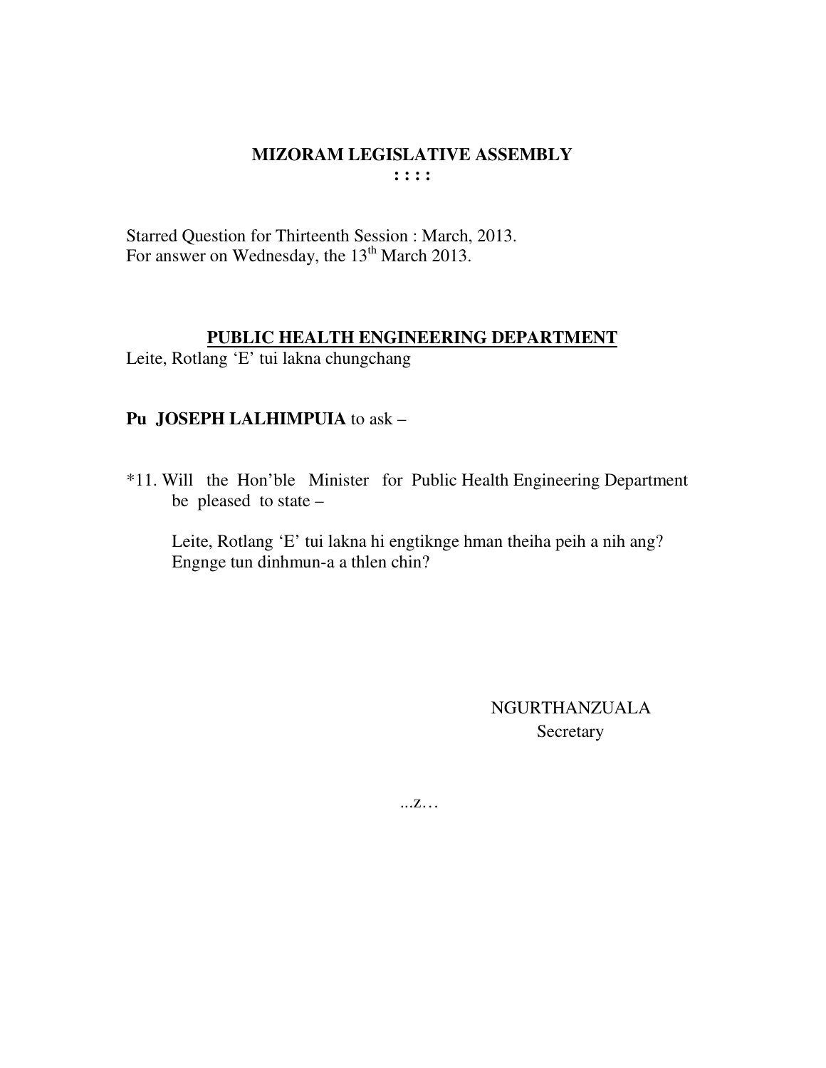# MIZORAM LEGISLATIVE ASSEMBLY

**: : : :**

Starred Question for Thirteenth Session : March, 2013.
For answer on Wednesday, the 13th March 2013.

## PUBLIC HEALTH ENGINEERING DEPARTMENT

Leite, Rotlang 'E' tui lakna chungchang

**Pu JOSEPH LALHIMPUIA** to ask –

*11. Will the Hon'ble Minister for Public Health Engineering Department be pleased to state –

Leite, Rotlang 'E' tui lakna hi engtiknge hman theiha peih a nih ang?
Engnge tun dinhmun-a a thlen chin?

NGURTHANZUALA
Secretary

...z…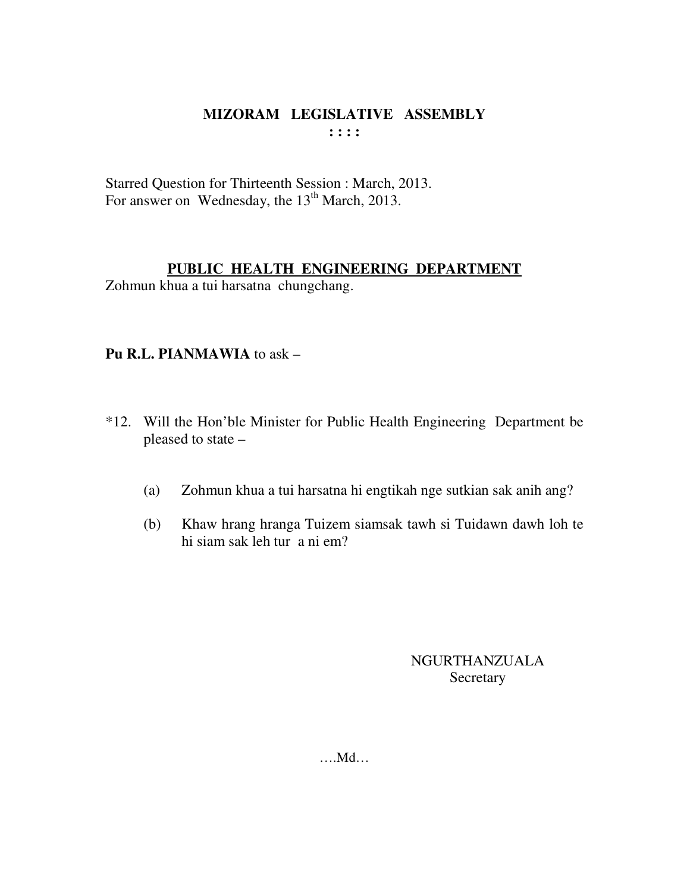# MIZORAM LEGISLATIVE ASSEMBLY

: : : :

Starred Question for Thirteenth Session : March, 2013.
For answer on Wednesday, the 13th March, 2013.

## PUBLIC HEALTH ENGINEERING DEPARTMENT

Zohmun khua a tui harsatna chungchang.

**Pu R.L. PIANMAWIA** to ask –

*12. Will the Hon'ble Minister for Public Health Engineering Department be pleased to state –

(a) Zohmun khua a tui harsatna hi engtikah nge sutkian sak anih ang?

(b) Khaw hrang hranga Tuizem siamsak tawh si Tuidawn dawh loh te hi siam sak leh tur a ni em?

NGURTHANZUALA
Secretary

….Md…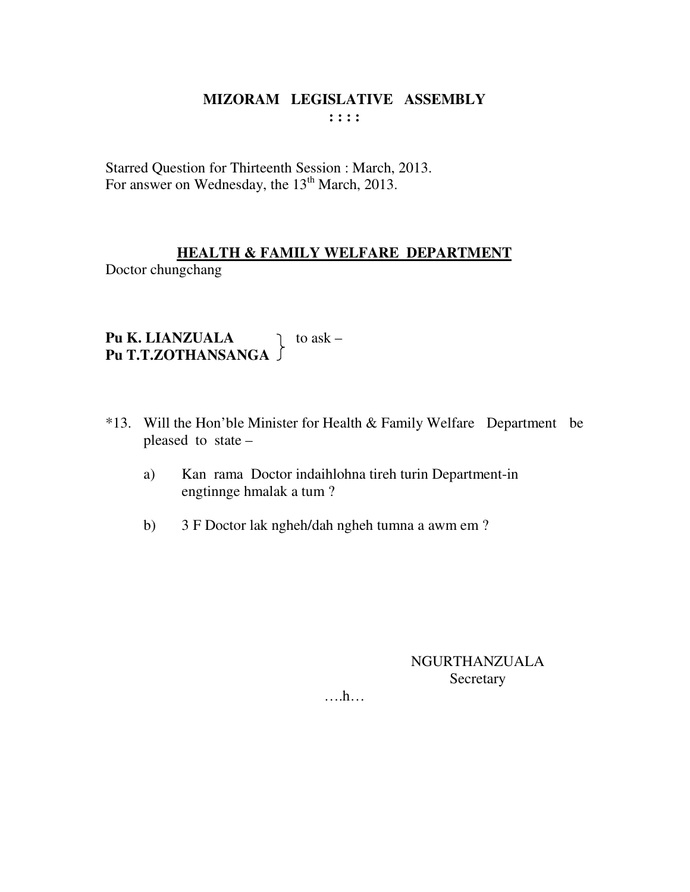**MIZORAM LEGISLATIVE ASSEMBLY**

**: : : :**

Starred Question for Thirteenth Session : March, 2013.
For answer on Wednesday, the 13th March, 2013.

**HEALTH & FAMILY WELFARE DEPARTMENT**

Doctor chungchang

**Pu K. LIANZUALA**
**Pu T.T.ZOTHANSANGA** } to ask –

*13. Will the Hon'ble Minister for Health & Family Welfare Department be pleased to state –

a) Kan rama Doctor indaihlohna tireh turin Department-in engtinnge hmalak a tum ?

b) 3 F Doctor lak ngheh/dah ngheh tumna a awm em ?

NGURTHANZUALA
Secretary

….h…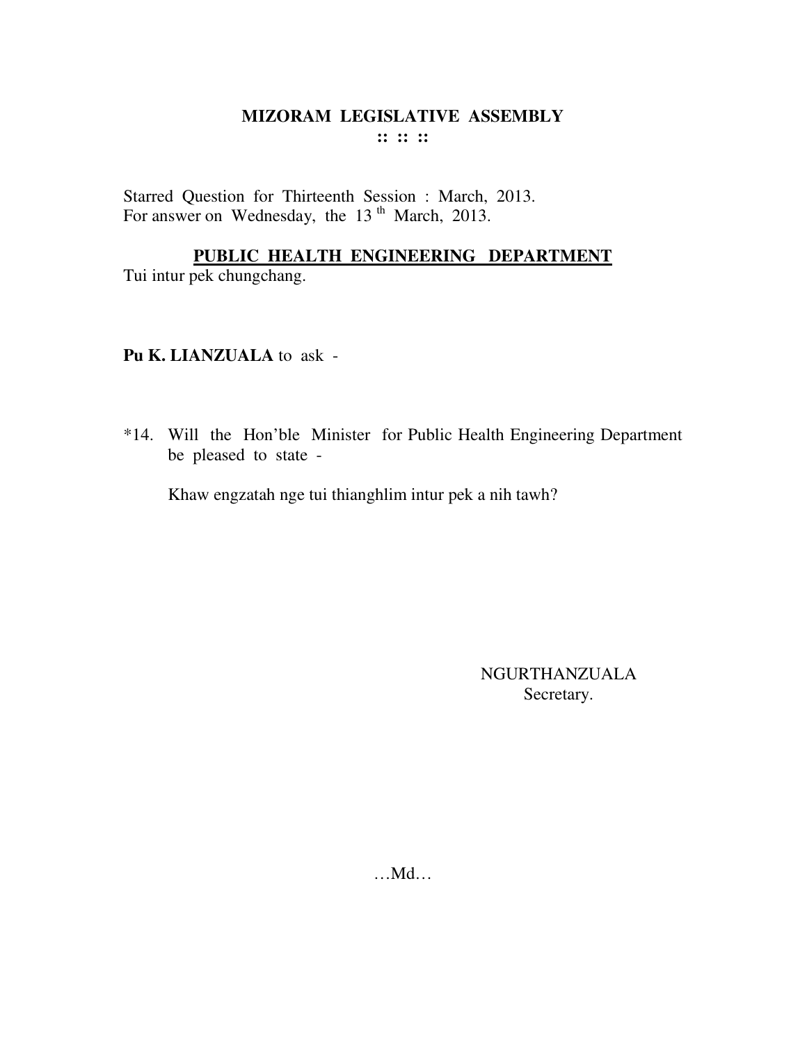# MIZORAM LEGISLATIVE ASSEMBLY

**:: :: ::**

Starred Question for Thirteenth Session : March, 2013.
For answer on Wednesday, the 13th March, 2013.

## PUBLIC HEALTH ENGINEERING DEPARTMENT

Tui intur pek chungchang.

**Pu K. LIANZUALA** to ask -

*14. Will the Hon'ble Minister for Public Health Engineering Department be pleased to state -

Khaw engzatah nge tui thianghlim intur pek a nih tawh?

NGURTHANZUALA
Secretary.

…Md…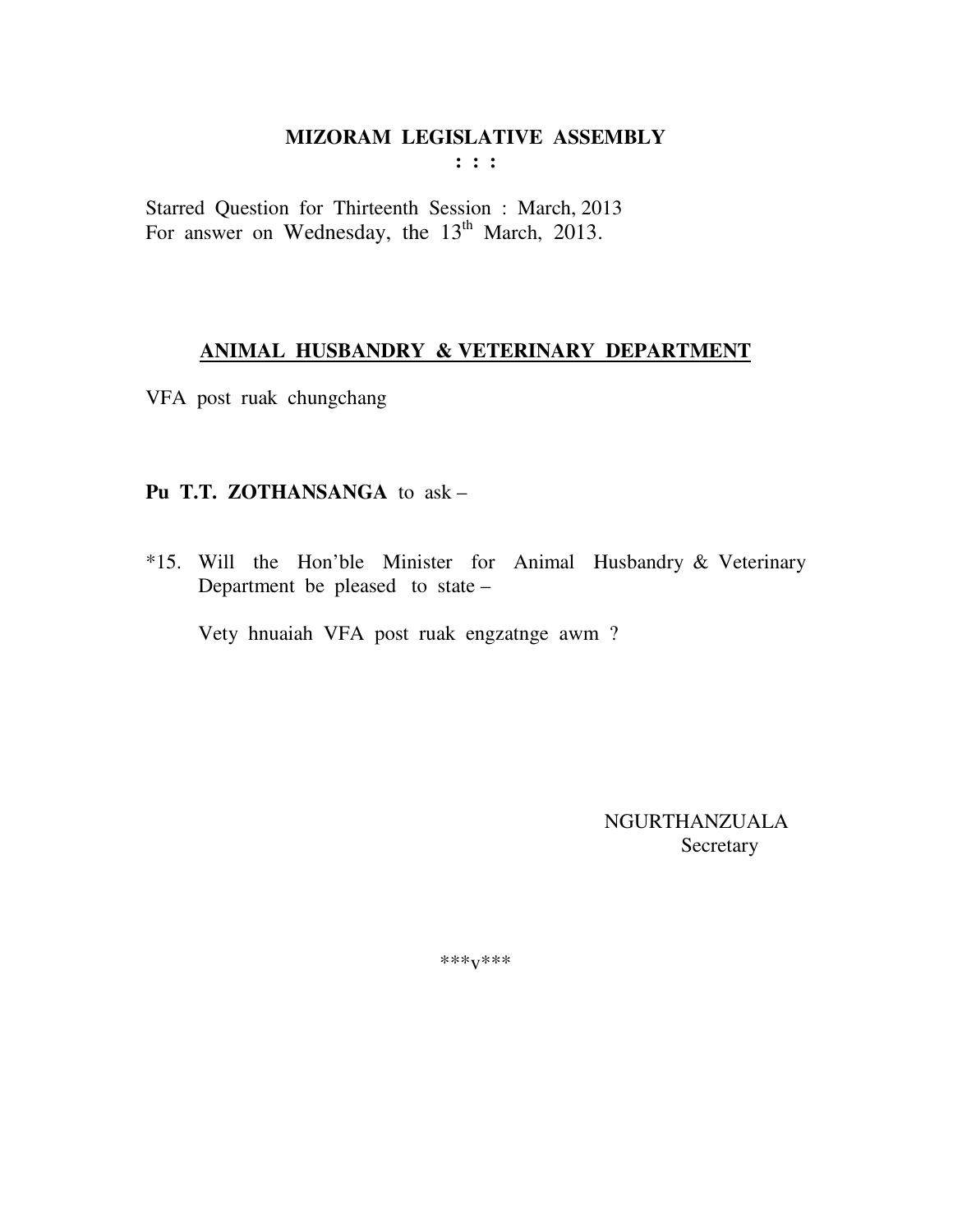# MIZORAM LEGISLATIVE ASSEMBLY

: : :

Starred Question for Thirteenth Session : March, 2013
For answer on Wednesday, the 13th March, 2013.

## ANIMAL HUSBANDRY & VETERINARY DEPARTMENT

VFA post ruak chungchang

**Pu T.T. ZOTHANSANGA** to ask –

*15. Will the Hon'ble Minister for Animal Husbandry & Veterinary Department be pleased to state –

Vety hnuaiah VFA post ruak engzatnge awm ?

NGURTHANZUALA
Secretary

***v***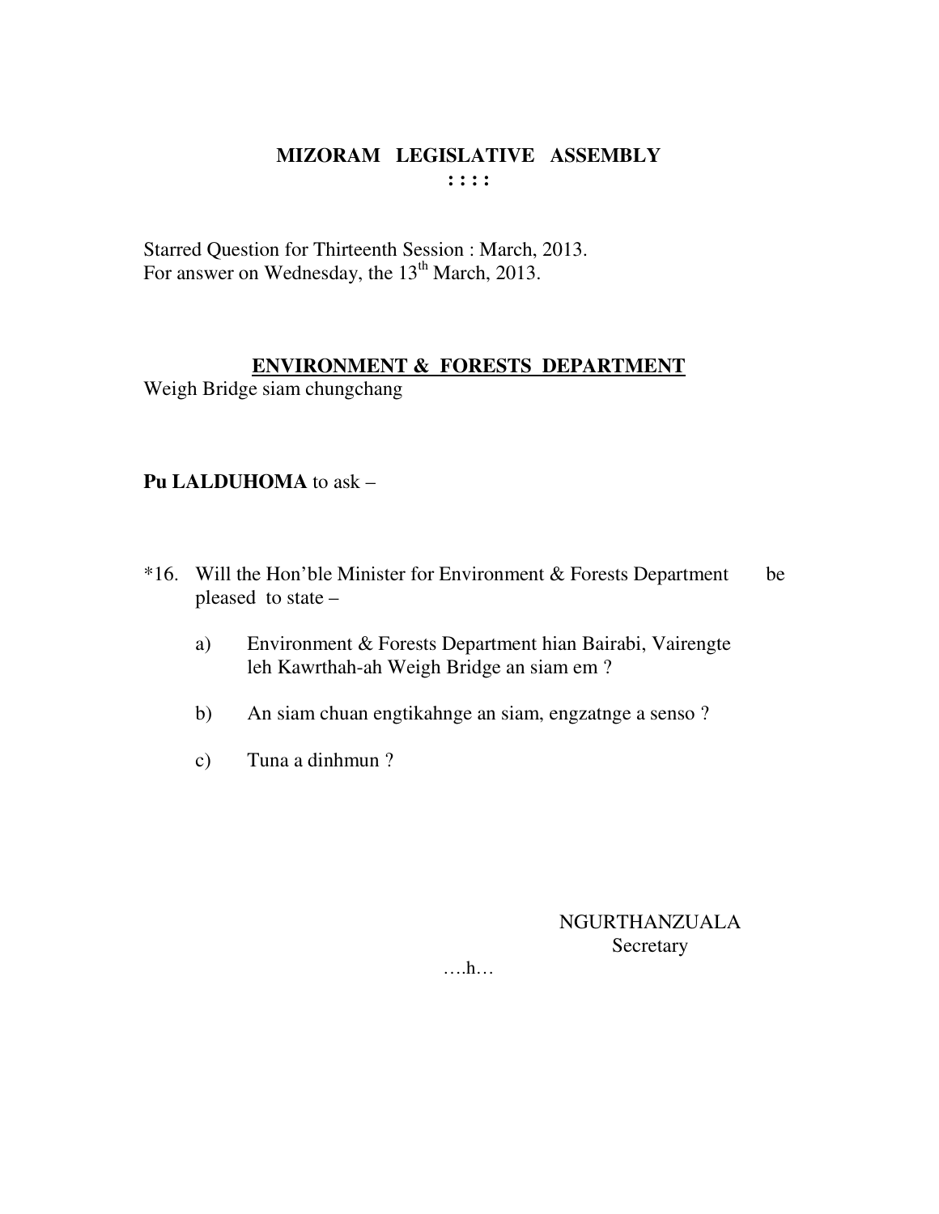# MIZORAM LEGISLATIVE ASSEMBLY

: : : :

Starred Question for Thirteenth Session : March, 2013.
For answer on Wednesday, the 13th March, 2013.

## ENVIRONMENT & FORESTS DEPARTMENT

Weigh Bridge siam chungchang

**Pu LALDUHOMA** to ask –

*16. Will the Hon'ble Minister for Environment & Forests Department be pleased to state –

a) Environment & Forests Department hian Bairabi, Vairengte leh Kawrthah-ah Weigh Bridge an siam em ?

b) An siam chuan engtikahnge an siam, engzatnge a senso ?

c) Tuna a dinhmun ?

NGURTHANZUALA
Secretary

….h…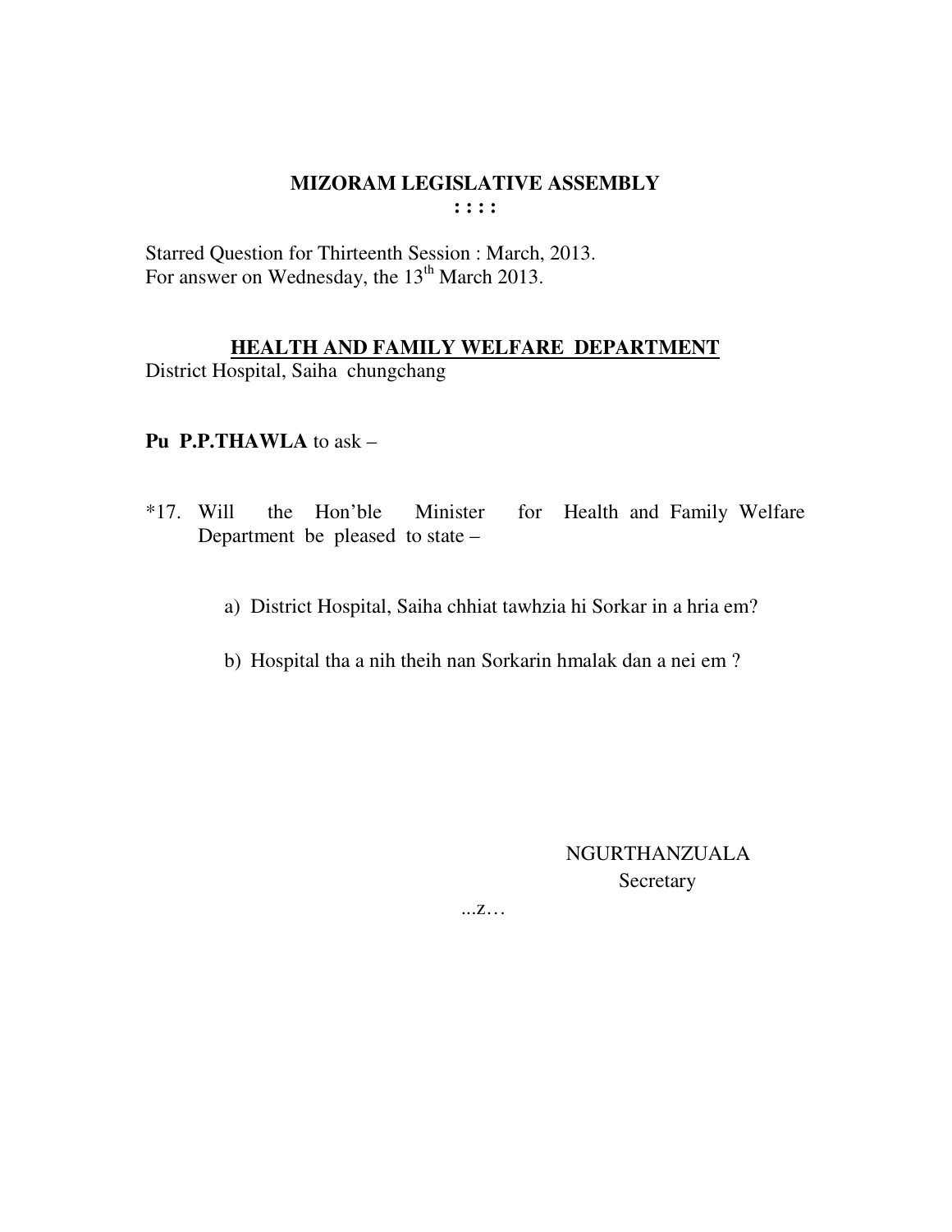# MIZORAM LEGISLATIVE ASSEMBLY

**: : : :**

Starred Question for Thirteenth Session : March, 2013.
For answer on Wednesday, the 13th March 2013.

## HEALTH AND FAMILY WELFARE DEPARTMENT

District Hospital, Saiha chungchang

**Pu P.P.THAWLA** to ask –

*17. Will the Hon'ble Minister for Health and Family Welfare Department be pleased to state –

a) District Hospital, Saiha chhiat tawhzia hi Sorkar in a hria em?

b) Hospital tha a nih theih nan Sorkarin hmalak dan a nei em ?

NGURTHANZUALA
Secretary

...z…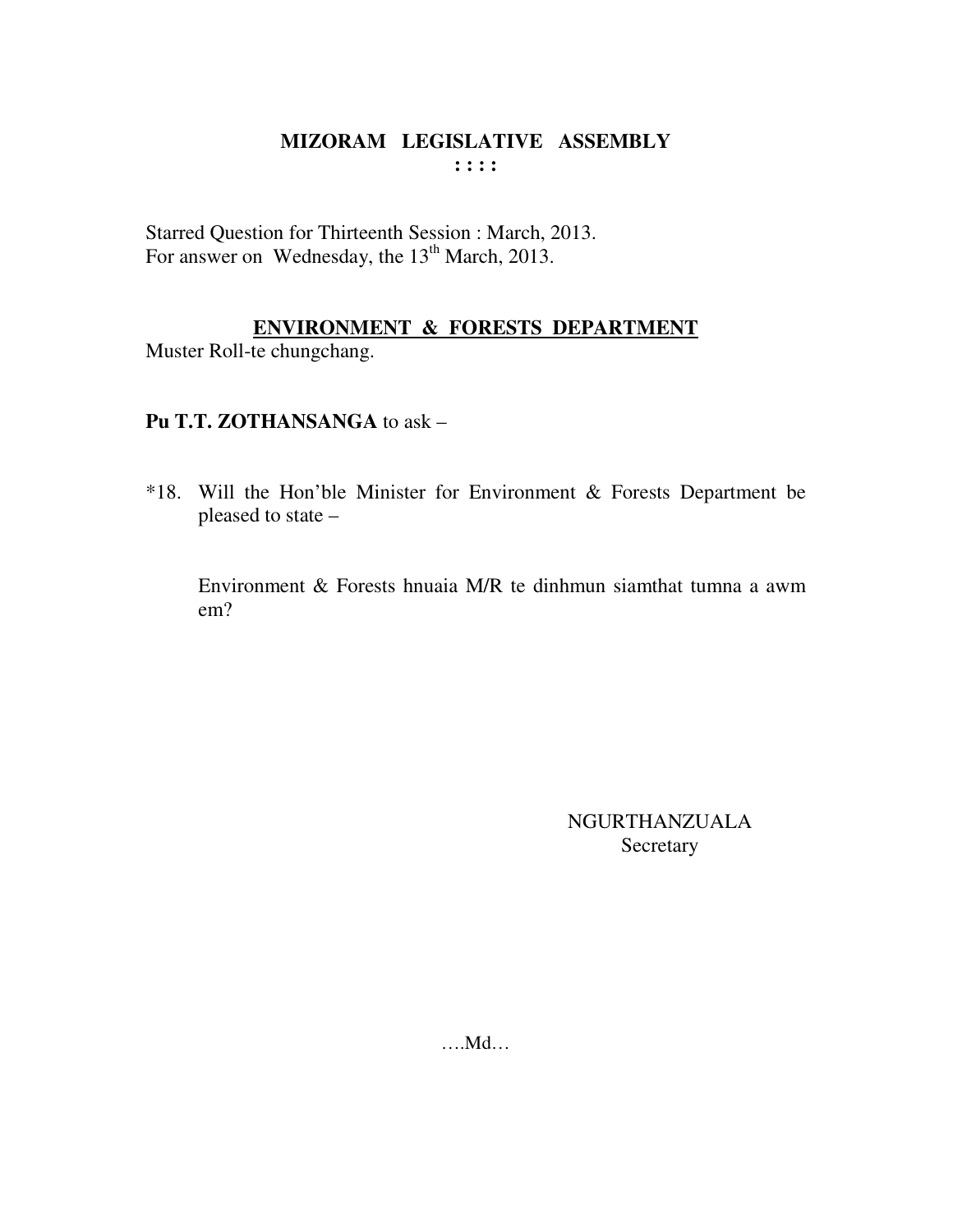# MIZORAM LEGISLATIVE ASSEMBLY

**: : : :**

Starred Question for Thirteenth Session : March, 2013.
For answer on Wednesday, the 13th March, 2013.

## ENVIRONMENT & FORESTS DEPARTMENT

Muster Roll-te chungchang.

**Pu T.T. ZOTHANSANGA** to ask –

*18. Will the Hon'ble Minister for Environment & Forests Department be pleased to state –

Environment & Forests hnuaia M/R te dinhmun siamthat tumna a awm em?

NGURTHANZUALA
Secretary

….Md…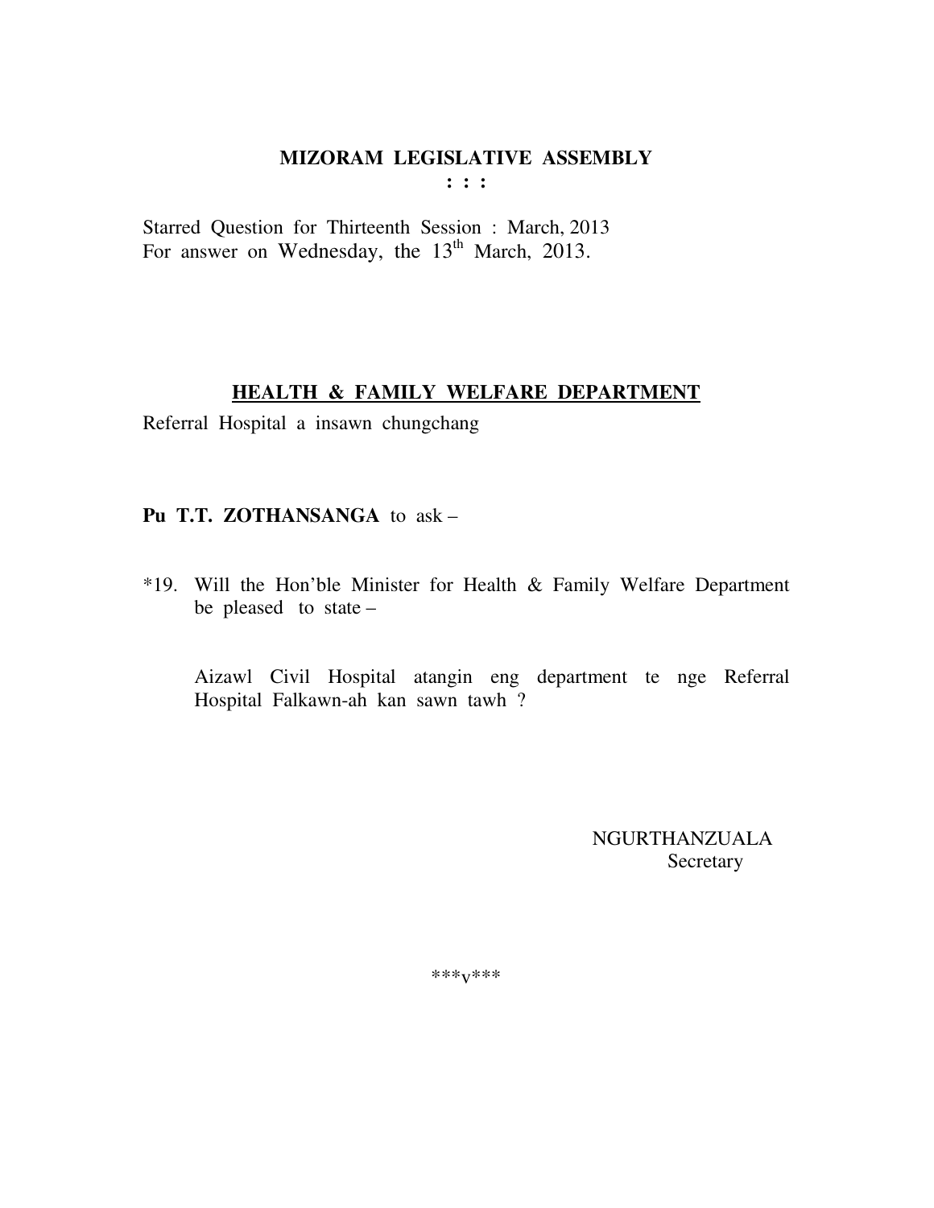# MIZORAM LEGISLATIVE ASSEMBLY

: : :

Starred Question for Thirteenth Session : March, 2013
For answer on Wednesday, the 13th March, 2013.

## HEALTH & FAMILY WELFARE DEPARTMENT

Referral Hospital a insawn chungchang

**Pu T.T. ZOTHANSANGA** to ask –

*19. Will the Hon'ble Minister for Health & Family Welfare Department be pleased to state –

Aizawl Civil Hospital atangin eng department te nge Referral Hospital Falkawn-ah kan sawn tawh ?

NGURTHANZUALA
Secretary

***v***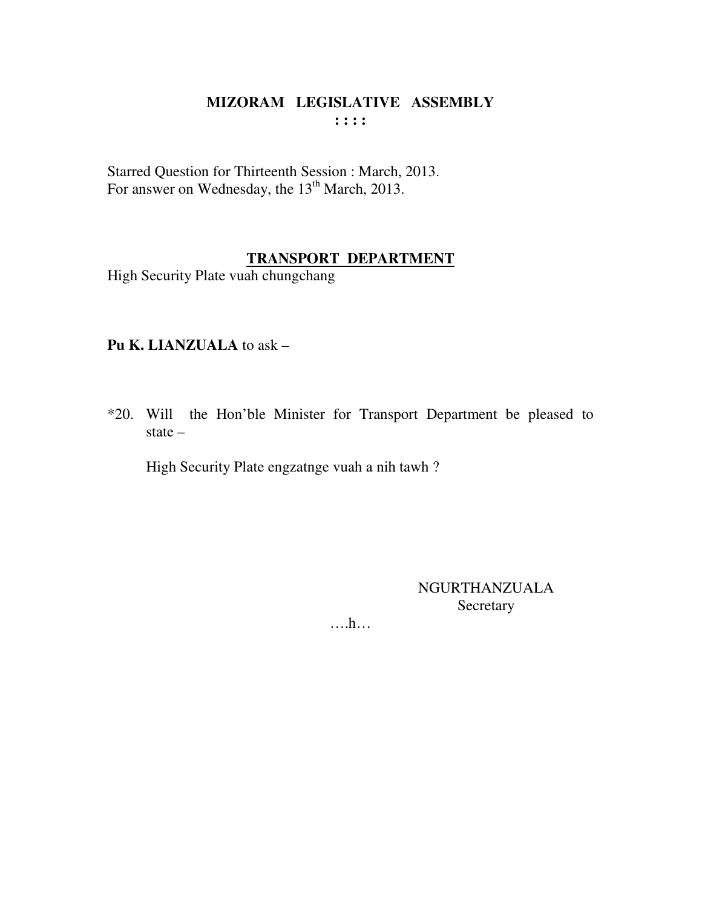# MIZORAM LEGISLATIVE ASSEMBLY

**: : : :**

Starred Question for Thirteenth Session : March, 2013.
For answer on Wednesday, the 13th March, 2013.

## TRANSPORT DEPARTMENT

High Security Plate vuah chungchang

**Pu K. LIANZUALA** to ask –

*20. Will the Hon'ble Minister for Transport Department be pleased to state –

High Security Plate engzatnge vuah a nih tawh ?

NGURTHANZUALA
Secretary

….h…